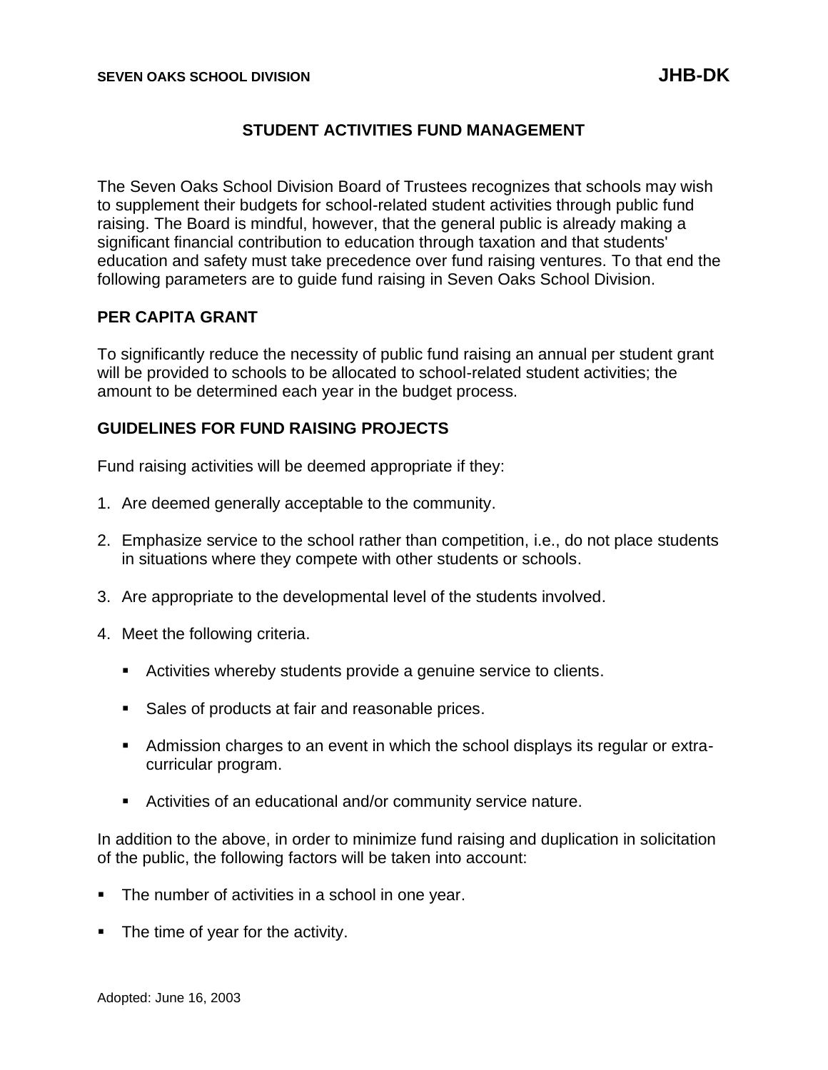SEVEN OAKS SCHOOL DIVISION **JHB-DK**

# STUDENT ACTIVITIES FUND MANAGEMENT

The Seven Oaks School Division Board of Trustees recognizes that schools may wish to supplement their budgets for school-related student activities through public fund raising. The Board is mindful, however, that the general public is already making a significant financial contribution to education through taxation and that students' education and safety must take precedence over fund raising ventures. To that end the following parameters are to guide fund raising in Seven Oaks School Division.

## PER CAPITA GRANT

To significantly reduce the necessity of public fund raising an annual per student grant will be provided to schools to be allocated to school-related student activities; the amount to be determined each year in the budget process.

## GUIDELINES FOR FUND RAISING PROJECTS

Fund raising activities will be deemed appropriate if they:

1. Are deemed generally acceptable to the community.
2. Emphasize service to the school rather than competition, i.e., do not place students in situations where they compete with other students or schools.
3. Are appropriate to the developmental level of the students involved.
4. Meet the following criteria.
   - Activities whereby students provide a genuine service to clients.
   - Sales of products at fair and reasonable prices.
   - Admission charges to an event in which the school displays its regular or extra-curricular program.
   - Activities of an educational and/or community service nature.

In addition to the above, in order to minimize fund raising and duplication in solicitation of the public, the following factors will be taken into account:

- The number of activities in a school in one year.
- The time of year for the activity.

Adopted: June 16, 2003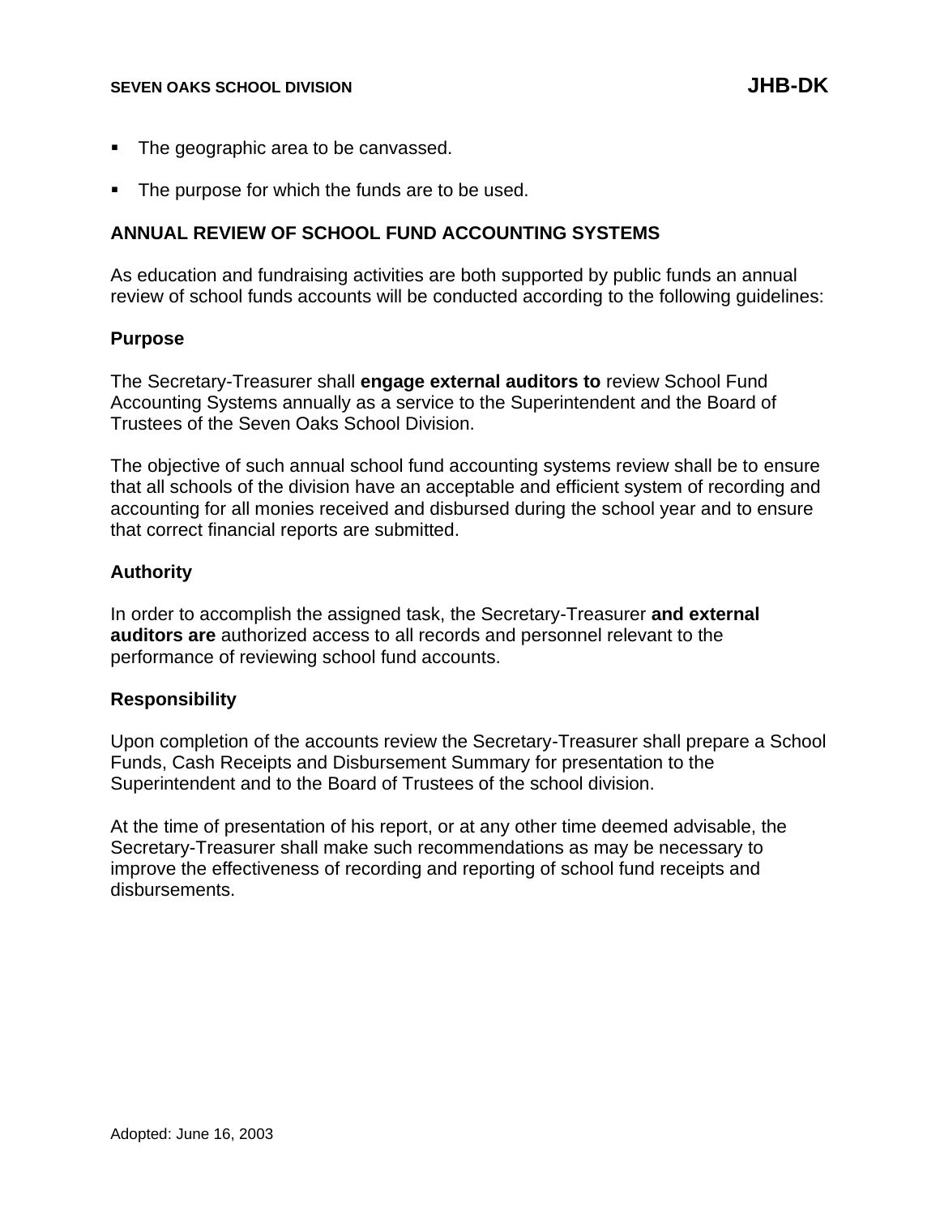- The geographic area to be canvassed.

- The purpose for which the funds are to be used.

## ANNUAL REVIEW OF SCHOOL FUND ACCOUNTING SYSTEMS

As education and fundraising activities are both supported by public funds an annual review of school funds accounts will be conducted according to the following guidelines:

### Purpose

The Secretary-Treasurer shall **engage external auditors to** review School Fund Accounting Systems annually as a service to the Superintendent and the Board of Trustees of the Seven Oaks School Division.

The objective of such annual school fund accounting systems review shall be to ensure that all schools of the division have an acceptable and efficient system of recording and accounting for all monies received and disbursed during the school year and to ensure that correct financial reports are submitted.

### Authority

In order to accomplish the assigned task, the Secretary-Treasurer **and external auditors are** authorized access to all records and personnel relevant to the performance of reviewing school fund accounts.

### Responsibility

Upon completion of the accounts review the Secretary-Treasurer shall prepare a School Funds, Cash Receipts and Disbursement Summary for presentation to the Superintendent and to the Board of Trustees of the school division.

At the time of presentation of his report, or at any other time deemed advisable, the Secretary-Treasurer shall make such recommendations as may be necessary to improve the effectiveness of recording and reporting of school fund receipts and disbursements.

Adopted: June 16, 2003